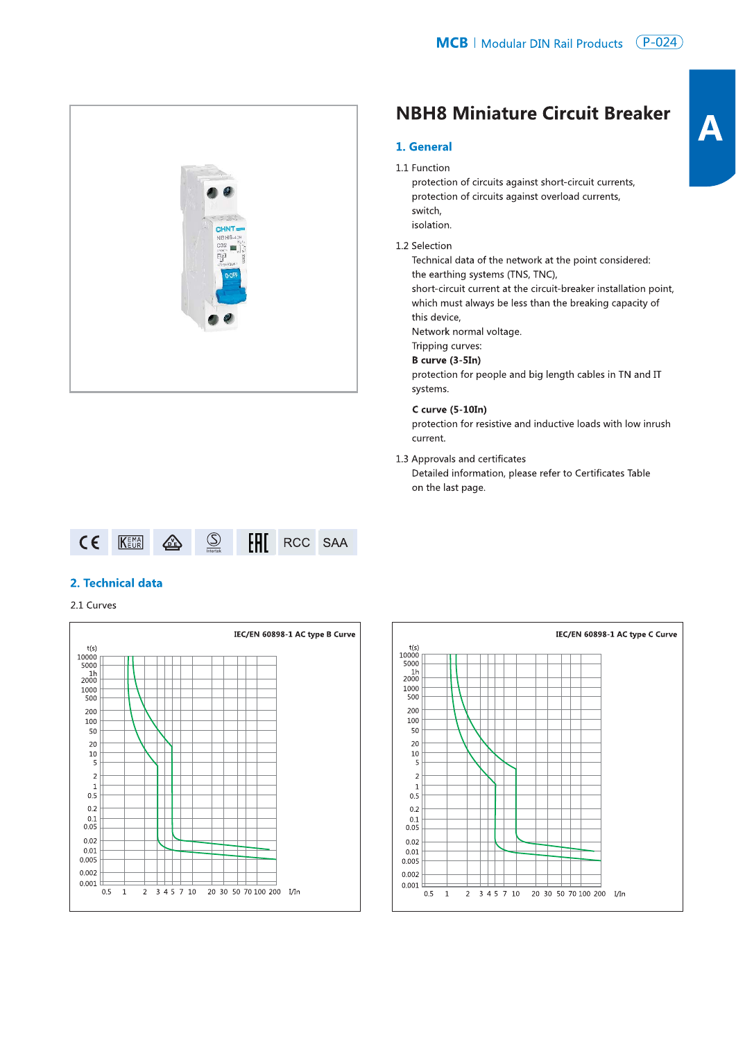# NBH8 Miniature Circuit Breaker

## 1. General

1.1 Function

protection of circuits against short-circuit currents,
protection of circuits against overload currents,
switch,
isolation.

1.2 Selection

Technical data of the network at the point considered:
the earthing systems (TNS, TNC),
short-circuit current at the circuit-breaker installation point, which must always be less than the breaking capacity of this device,
Network normal voltage.
Tripping curves:

**B curve (3-5In)**
protection for people and big length cables in TN and IT systems.

**C curve (5-10In)**
protection for resistive and inductive loads with low inrush current.

1.3 Approvals and certificates

Detailed information, please refer to Certificates Table on the last page.

CE KEMA EUR RCC SAA

## 2. Technical data

2.1 Curves

IEC/EN 60898-1 AC type B Curve

IEC/EN 60898-1 AC type C Curve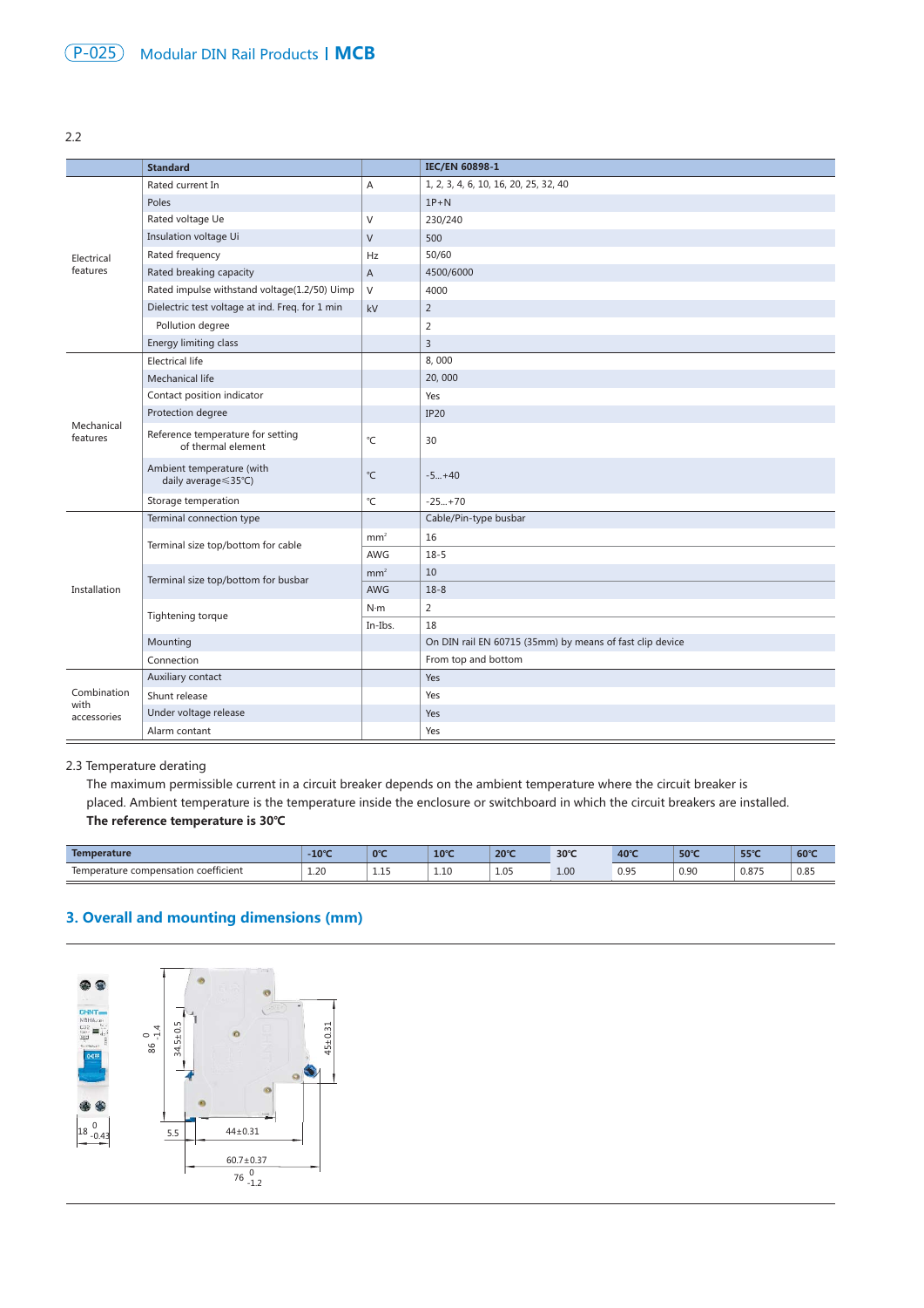2.2

| | Standard | | IEC/EN 60898-1 |
|---|---|---|---|
| Electrical features | Rated current In | A | 1, 2, 3, 4, 6, 10, 16, 20, 25, 32, 40 |
| | Poles | | 1P+N |
| | Rated voltage Ue | V | 230/240 |
| | Insulation voltage Ui | V | 500 |
| | Rated frequency | Hz | 50/60 |
| | Rated breaking capacity | A | 4500/6000 |
| | Rated impulse withstand voltage(1.2/50) Uimp | V | 4000 |
| | Dielectric test voltage at ind. Freq. for 1 min | kV | 2 |
| | Pollution degree | | 2 |
| | Energy limiting class | | 3 |
| Mechanical features | Electrical life | | 8, 000 |
| | Mechanical life | | 20, 000 |
| | Contact position indicator | | Yes |
| | Protection degree | | IP20 |
| | Reference temperature for setting of thermal element | ℃ | 30 |
| | Ambient temperature (with daily average≤35℃) | ℃ | -5...+40 |
| | Storage temperature | ℃ | -25...+70 |
| Installation | Terminal connection type | | Cable/Pin-type busbar |
| | Terminal size top/bottom for cable | $mm^2$ | 16 |
| | | AWG | 18-5 |
| | Terminal size top/bottom for busbar | $mm^2$ | 10 |
| | | AWG | 18-8 |
| | Tightening torque | N·m | 2 |
| | | In-Ibs. | 18 |
| | Mounting | | On DIN rail EN 60715 (35mm) by means of fast clip device |
| | Connection | | From top and bottom |
| Combination with accessories | Auxiliary contact | | Yes |
| | Shunt release | | Yes |
| | Under voltage release | | Yes |
| | Alarm contant | | Yes |

2.3 Temperature derating

The maximum permissible current in a circuit breaker depends on the ambient temperature where the circuit breaker is placed. Ambient temperature is the temperature inside the enclosure or switchboard in which the circuit breakers are installed.

**The reference temperature is 30℃**

| Temperature | -10℃ | 0℃ | 10℃ | 20℃ | 30℃ | 40℃ | 50℃ | 55℃ | 60℃ |
|---|---|---|---|---|---|---|---|---|---|
| Temperature compensation coefficient | 1.20 | 1.15 | 1.10 | 1.05 | 1.00 | 0.95 | 0.90 | 0.875 | 0.85 |

## 3. Overall and mounting dimensions (mm)

18 $^{0}_{-0.43}$

86 $^{0}_{-1.4}$

34.5±0.5

45±0.31

5.5

44±0.31

60.7±0.37

76 $^{0}_{-1.2}$